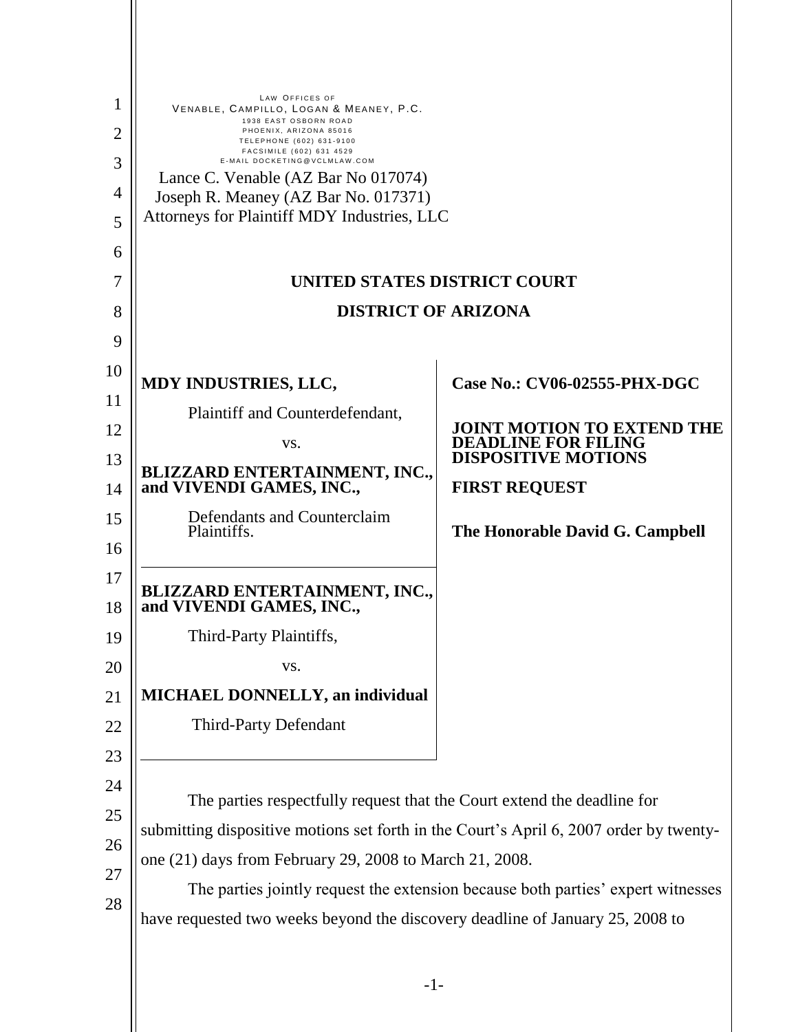LAW OFFICES OF
VENABLE, CAMPILLO, LOGAN & MEANEY, P.C.
1938 EAST OSBORN ROAD
PHOENIX, ARIZONA 85016
TELEPHONE (602) 631-9100
FACSIMILE (602) 631 4529
E-MAIL DOCKETING@VCLMLAW.COM

Lance C. Venable (AZ Bar No 017074)
Joseph R. Meaney (AZ Bar No. 017371)
Attorneys for Plaintiff MDY Industries, LLC

**UNITED STATES DISTRICT COURT**

**DISTRICT OF ARIZONA**

| | |
|---|---|
| **MDY INDUSTRIES, LLC,**<br><br>Plaintiff and Counterdefendant,<br><br>vs.<br><br>**BLIZZARD ENTERTAINMENT, INC., and VIVENDI GAMES, INC.,**<br><br>Defendants and Counterclaim Plaintiffs. | **Case No.: CV06-02555-PHX-DGC**<br><br>**JOINT MOTION TO EXTEND THE DEADLINE FOR FILING DISPOSITIVE MOTIONS**<br><br>**FIRST REQUEST**<br><br>**The Honorable David G. Campbell** |
| **BLIZZARD ENTERTAINMENT, INC., and VIVENDI GAMES, INC.,**<br><br>Third-Party Plaintiffs,<br><br>vs.<br><br>**MICHAEL DONNELLY, an individual**<br><br>Third-Party Defendant | |

The parties respectfully request that the Court extend the deadline for submitting dispositive motions set forth in the Court's April 6, 2007 order by twenty-one (21) days from February 29, 2008 to March 21, 2008.

The parties jointly request the extension because both parties' expert witnesses have requested two weeks beyond the discovery deadline of January 25, 2008 to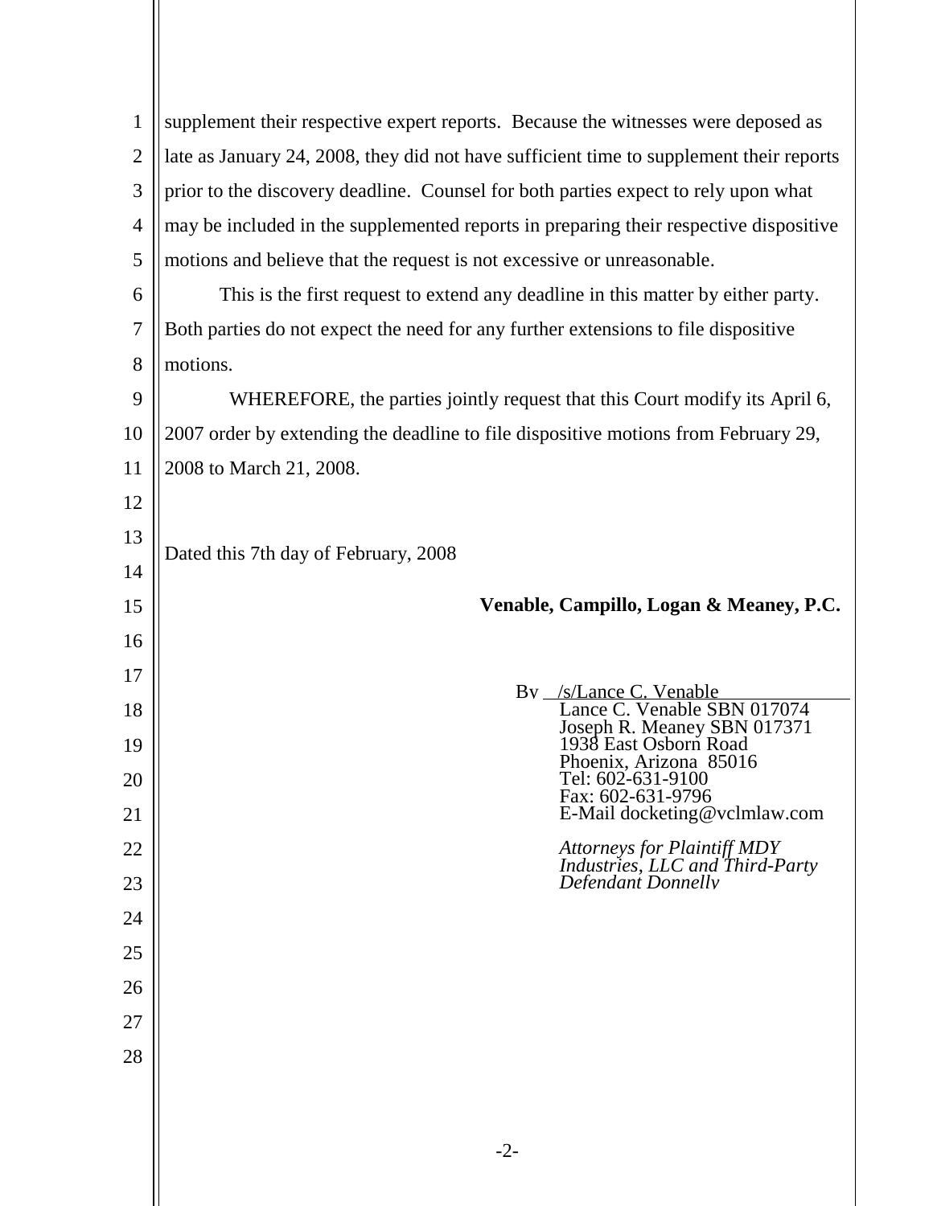supplement their respective expert reports. Because the witnesses were deposed as late as January 24, 2008, they did not have sufficient time to supplement their reports prior to the discovery deadline. Counsel for both parties expect to rely upon what may be included in the supplemented reports in preparing their respective dispositive motions and believe that the request is not excessive or unreasonable.

This is the first request to extend any deadline in this matter by either party. Both parties do not expect the need for any further extensions to file dispositive motions.

WHEREFORE, the parties jointly request that this Court modify its April 6, 2007 order by extending the deadline to file dispositive motions from February 29, 2008 to March 21, 2008.

Dated this 7th day of February, 2008

**Venable, Campillo, Logan & Meaney, P.C.**

By /s/Lance C. Venable
Lance C. Venable SBN 017074
Joseph R. Meaney SBN 017371
1938 East Osborn Road
Phoenix, Arizona 85016
Tel: 602-631-9100
Fax: 602-631-9796
E-Mail docketing@vclmlaw.com

*Attorneys for Plaintiff MDY Industries, LLC and Third-Party Defendant Donnelly*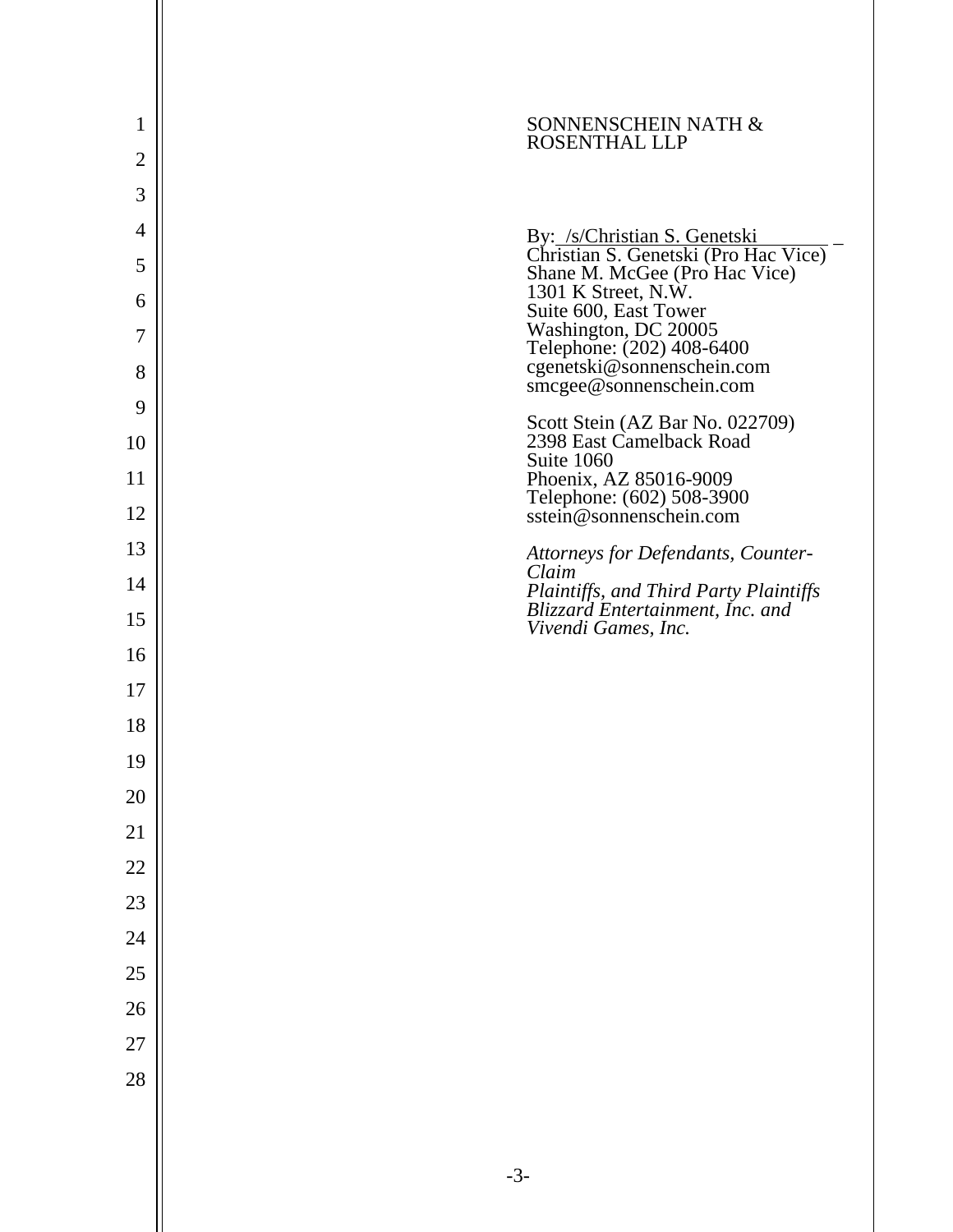SONNENSCHEIN NATH &
ROSENTHAL LLP

By: /s/Christian S. Genetski
Christian S. Genetski (Pro Hac Vice)
Shane M. McGee (Pro Hac Vice)
1301 K Street, N.W.
Suite 600, East Tower
Washington, DC 20005
Telephone: (202) 408-6400
cgenetski@sonnenschein.com
smcgee@sonnenschein.com

Scott Stein (AZ Bar No. 022709)
2398 East Camelback Road
Suite 1060
Phoenix, AZ 85016-9009
Telephone: (602) 508-3900
sstein@sonnenschein.com

*Attorneys for Defendants, Counter-Claim Plaintiffs, and Third Party Plaintiffs Blizzard Entertainment, Inc. and Vivendi Games, Inc.*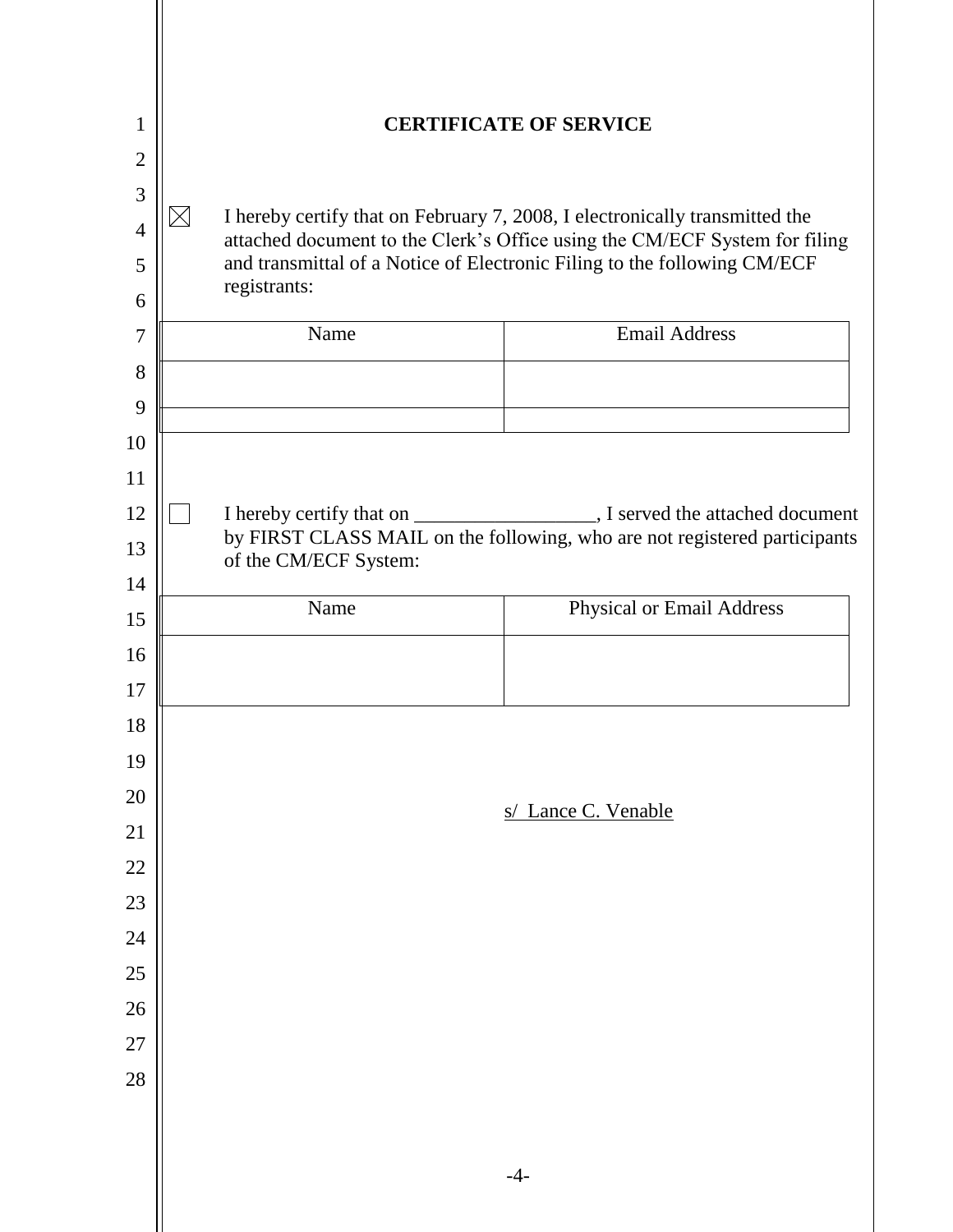**CERTIFICATE OF SERVICE**

☒ I hereby certify that on February 7, 2008, I electronically transmitted the attached document to the Clerk's Office using the CM/ECF System for filing and transmittal of a Notice of Electronic Filing to the following CM/ECF registrants:

| Name | Email Address |
|---|---|
| | |
| | |

☐ I hereby certify that on ___________________, I served the attached document by FIRST CLASS MAIL on the following, who are not registered participants of the CM/ECF System:

| Name | Physical or Email Address |
|---|---|
| | |

s/ Lance C. Venable